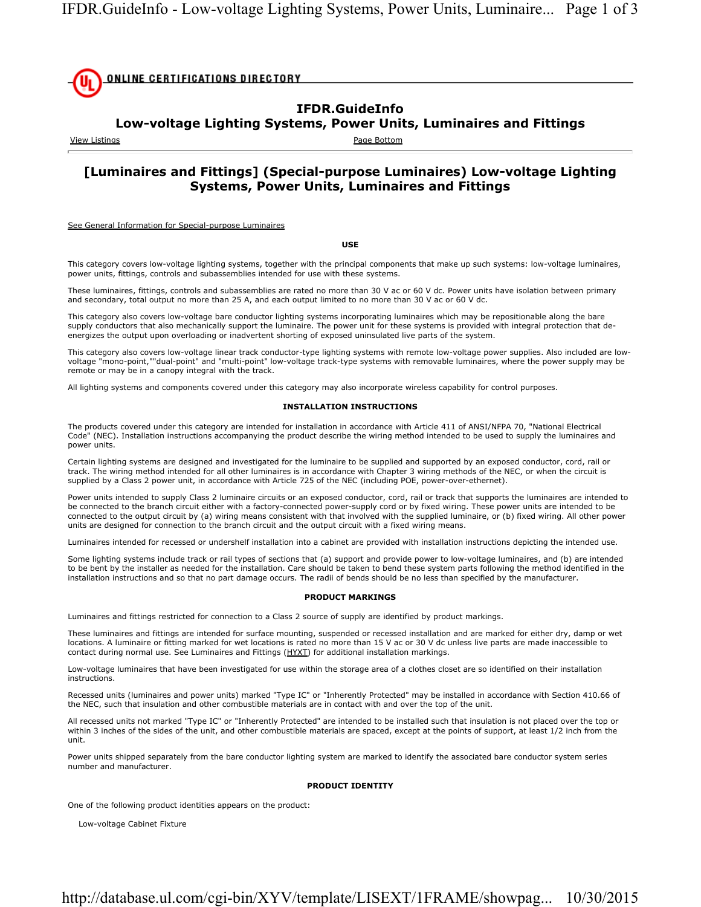ONLINE CERTIFICATIONS DIRECTORY

# IFDR.GuideInfo
## Low-voltage Lighting Systems, Power Units, Luminaires and Fittings

View Listings　　　　Page Bottom

## [Luminaires and Fittings] (Special-purpose Luminaires) Low-voltage Lighting Systems, Power Units, Luminaires and Fittings

See General Information for Special-purpose Luminaires

### USE

This category covers low-voltage lighting systems, together with the principal components that make up such systems: low-voltage luminaires, power units, fittings, controls and subassemblies intended for use with these systems.

These luminaires, fittings, controls and subassemblies are rated no more than 30 V ac or 60 V dc. Power units have isolation between primary and secondary, total output no more than 25 A, and each output limited to no more than 30 V ac or 60 V dc.

This category also covers low-voltage bare conductor lighting systems incorporating luminaires which may be repositionable along the bare supply conductors that also mechanically support the luminaire. The power unit for these systems is provided with integral protection that de-energizes the output upon overloading or inadvertent shorting of exposed uninsulated live parts of the system.

This category also covers low-voltage linear track conductor-type lighting systems with remote low-voltage power supplies. Also included are low-voltage "mono-point,""dual-point" and "multi-point" low-voltage track-type systems with removable luminaires, where the power supply may be remote or may be in a canopy integral with the track.

All lighting systems and components covered under this category may also incorporate wireless capability for control purposes.

### INSTALLATION INSTRUCTIONS

The products covered under this category are intended for installation in accordance with Article 411 of ANSI/NFPA 70, "National Electrical Code" (NEC). Installation instructions accompanying the product describe the wiring method intended to be used to supply the luminaires and power units.

Certain lighting systems are designed and investigated for the luminaire to be supplied and supported by an exposed conductor, cord, rail or track. The wiring method intended for all other luminaires is in accordance with Chapter 3 wiring methods of the NEC, or when the circuit is supplied by a Class 2 power unit, in accordance with Article 725 of the NEC (including POE, power-over-ethernet).

Power units intended to supply Class 2 luminaire circuits or an exposed conductor, cord, rail or track that supports the luminaires are intended to be connected to the branch circuit either with a factory-connected power-supply cord or by fixed wiring. These power units are intended to be connected to the output circuit by (a) wiring means consistent with that involved with the supplied luminaire, or (b) fixed wiring. All other power units are designed for connection to the branch circuit and the output circuit with a fixed wiring means.

Luminaires intended for recessed or undershelf installation into a cabinet are provided with installation instructions depicting the intended use.

Some lighting systems include track or rail types of sections that (a) support and provide power to low-voltage luminaires, and (b) are intended to be bent by the installer as needed for the installation. Care should be taken to bend these system parts following the method identified in the installation instructions and so that no part damage occurs. The radii of bends should be no less than specified by the manufacturer.

### PRODUCT MARKINGS

Luminaires and fittings restricted for connection to a Class 2 source of supply are identified by product markings.

These luminaires and fittings are intended for surface mounting, suspended or recessed installation and are marked for either dry, damp or wet locations. A luminaire or fitting marked for wet locations is rated no more than 15 V ac or 30 V dc unless live parts are made inaccessible to contact during normal use. See Luminaires and Fittings (HYXT) for additional installation markings.

Low-voltage luminaires that have been investigated for use within the storage area of a clothes closet are so identified on their installation instructions.

Recessed units (luminaires and power units) marked "Type IC" or "Inherently Protected" may be installed in accordance with Section 410.66 of the NEC, such that insulation and other combustible materials are in contact with and over the top of the unit.

All recessed units not marked "Type IC" or "Inherently Protected" are intended to be installed such that insulation is not placed over the top or within 3 inches of the sides of the unit, and other combustible materials are spaced, except at the points of support, at least 1/2 inch from the unit.

Power units shipped separately from the bare conductor lighting system are marked to identify the associated bare conductor system series number and manufacturer.

### PRODUCT IDENTITY

One of the following product identities appears on the product:

Low-voltage Cabinet Fixture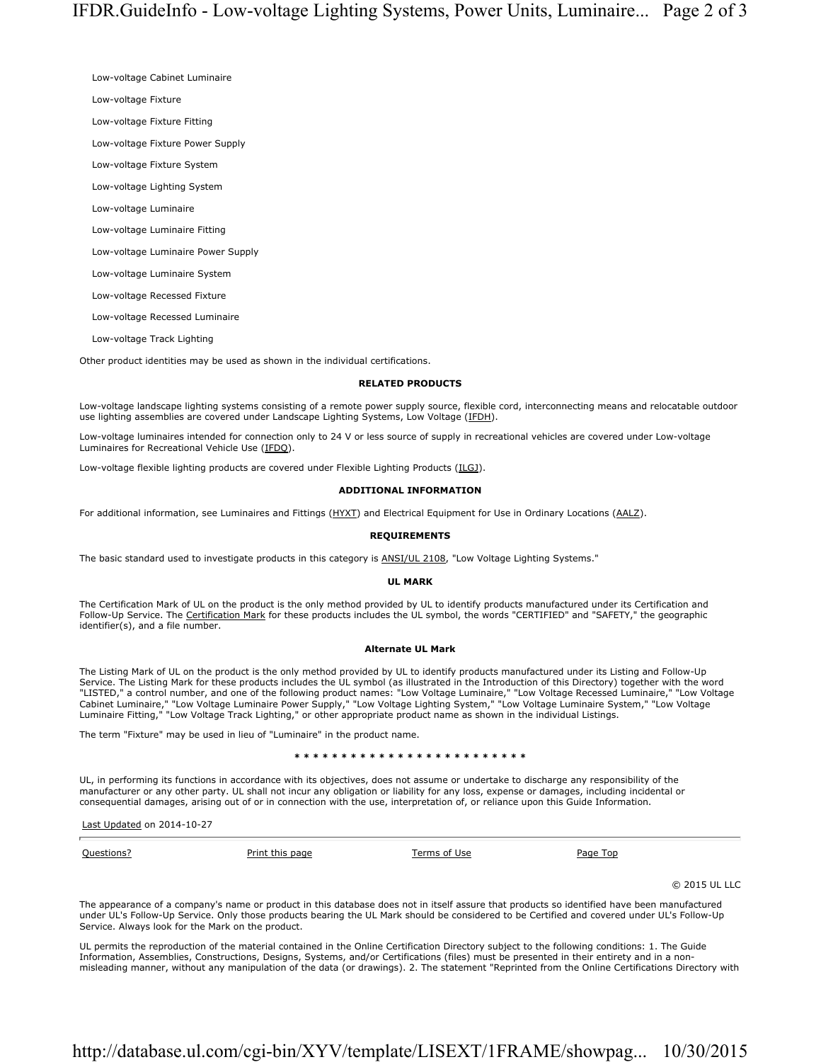Low-voltage Cabinet Luminaire

Low-voltage Fixture

Low-voltage Fixture Fitting

Low-voltage Fixture Power Supply

Low-voltage Fixture System

Low-voltage Lighting System

Low-voltage Luminaire

Low-voltage Luminaire Fitting

Low-voltage Luminaire Power Supply

Low-voltage Luminaire System

Low-voltage Recessed Fixture

Low-voltage Recessed Luminaire

Low-voltage Track Lighting

Other product identities may be used as shown in the individual certifications.

**RELATED PRODUCTS**

Low-voltage landscape lighting systems consisting of a remote power supply source, flexible cord, interconnecting means and relocatable outdoor use lighting assemblies are covered under Landscape Lighting Systems, Low Voltage (IFDH).

Low-voltage luminaires intended for connection only to 24 V or less source of supply in recreational vehicles are covered under Low-voltage Luminaires for Recreational Vehicle Use (IFDQ).

Low-voltage flexible lighting products are covered under Flexible Lighting Products (ILGJ).

**ADDITIONAL INFORMATION**

For additional information, see Luminaires and Fittings (HYXT) and Electrical Equipment for Use in Ordinary Locations (AALZ).

**REQUIREMENTS**

The basic standard used to investigate products in this category is ANSI/UL 2108, "Low Voltage Lighting Systems."

**UL MARK**

The Certification Mark of UL on the product is the only method provided by UL to identify products manufactured under its Certification and Follow-Up Service. The Certification Mark for these products includes the UL symbol, the words "CERTIFIED" and "SAFETY," the geographic identifier(s), and a file number.

**Alternate UL Mark**

The Listing Mark of UL on the product is the only method provided by UL to identify products manufactured under its Listing and Follow-Up Service. The Listing Mark for these products includes the UL symbol (as illustrated in the Introduction of this Directory) together with the word "LISTED," a control number, and one of the following product names: "Low Voltage Luminaire," "Low Voltage Recessed Luminaire," "Low Voltage Cabinet Luminaire," "Low Voltage Luminaire Power Supply," "Low Voltage Lighting System," "Low Voltage Luminaire System," "Low Voltage Luminaire Fitting," "Low Voltage Track Lighting," or other appropriate product name as shown in the individual Listings.

The term "Fixture" may be used in lieu of "Luminaire" in the product name.

* * * * * * * * * * * * * * * * * * * * * * * * * *

UL, in performing its functions in accordance with its objectives, does not assume or undertake to discharge any responsibility of the manufacturer or any other party. UL shall not incur any obligation or liability for any loss, expense or damages, including incidental or consequential damages, arising out of or in connection with the use, interpretation of, or reliance upon this Guide Information.

Last Updated on 2014-10-27

Questions? | Print this page | Terms of Use | Page Top

© 2015 UL LLC

The appearance of a company's name or product in this database does not in itself assure that products so identified have been manufactured under UL's Follow-Up Service. Only those products bearing the UL Mark should be considered to be Certified and covered under UL's Follow-Up Service. Always look for the Mark on the product.

UL permits the reproduction of the material contained in the Online Certification Directory subject to the following conditions: 1. The Guide Information, Assemblies, Constructions, Designs, Systems, and/or Certifications (files) must be presented in their entirety and in a non-misleading manner, without any manipulation of the data (or drawings). 2. The statement "Reprinted from the Online Certifications Directory with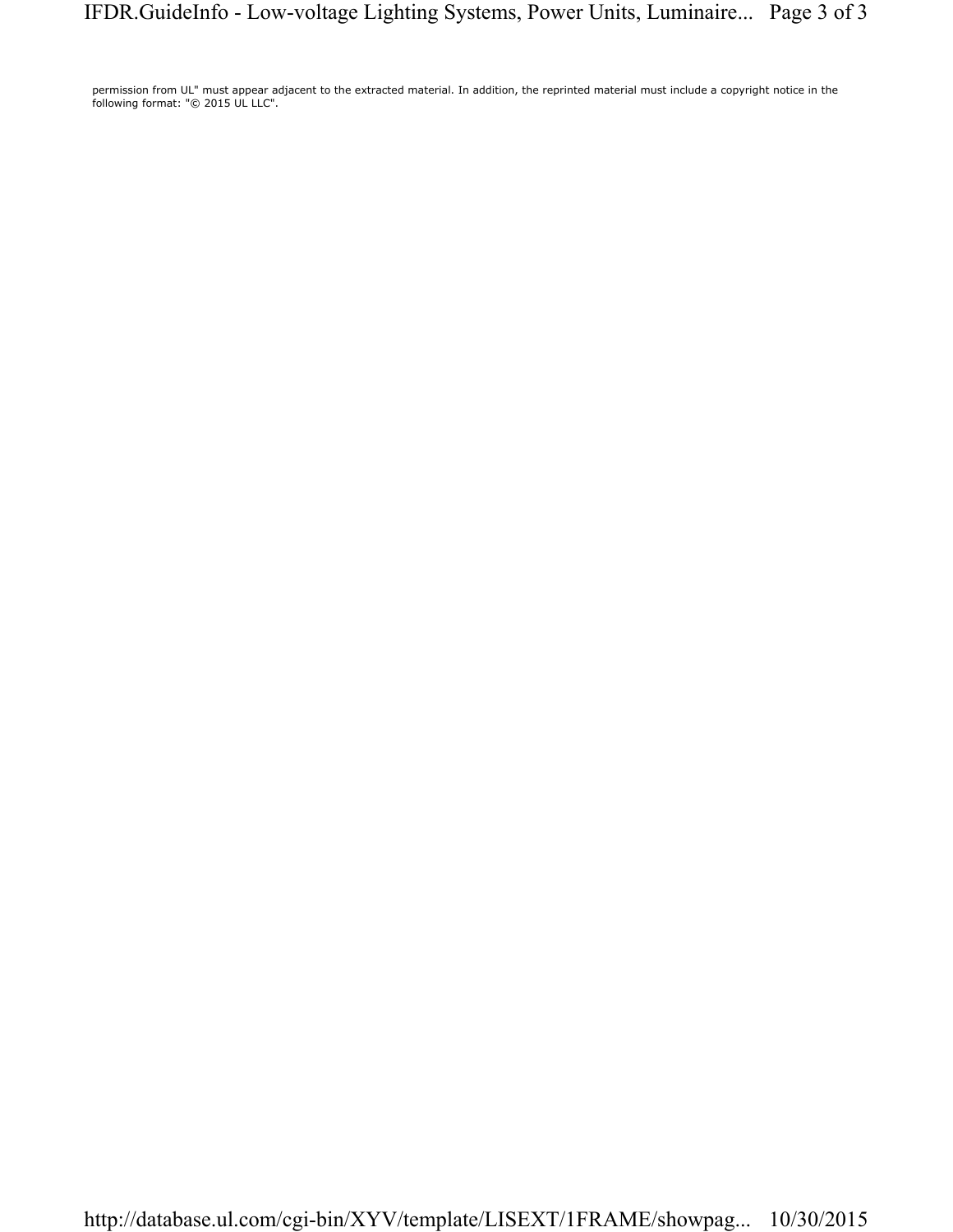permission from UL" must appear adjacent to the extracted material. In addition, the reprinted material must include a copyright notice in the following format: "© 2015 UL LLC".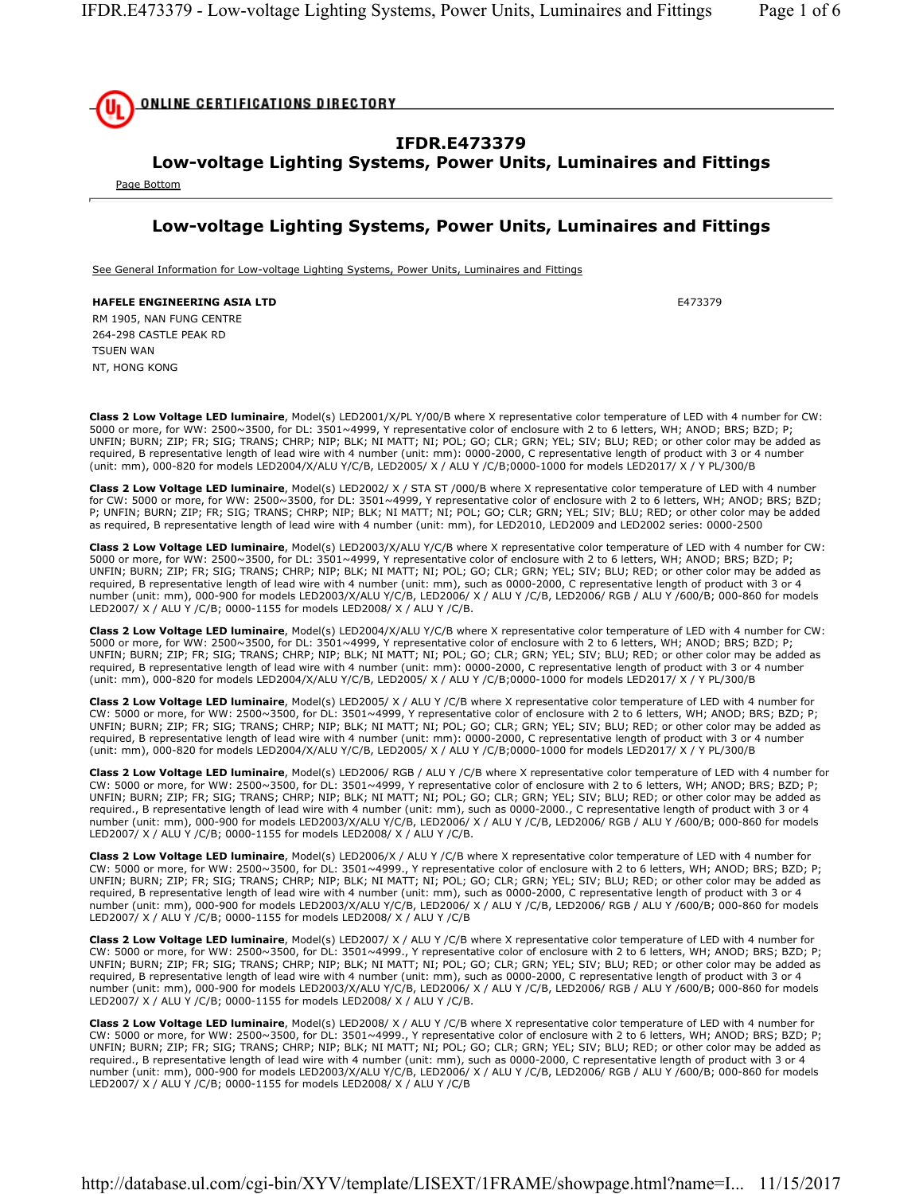# IFDR.E473379
## Low-voltage Lighting Systems, Power Units, Luminaires and Fittings

Page Bottom

## Low-voltage Lighting Systems, Power Units, Luminaires and Fittings

See General Information for Low-voltage Lighting Systems, Power Units, Luminaires and Fittings

**HAFELE ENGINEERING ASIA LTD**
RM 1905, NAN FUNG CENTRE
264-298 CASTLE PEAK RD
TSUEN WAN
NT, HONG KONG

E473379

**Class 2 Low Voltage LED luminaire**, Model(s) LED2001/X/PL Y/00/B where X representative color temperature of LED with 4 number for CW: 5000 or more, for WW: 2500~3500, for DL: 3501~4999, Y representative color of enclosure with 2 to 6 letters, WH; ANOD; BRS; BZD; P; UNFIN; BURN; ZIP; FR; SIG; TRANS; CHRP; NIP; BLK; NI MATT; NI; POL; GO; CLR; GRN; YEL; SIV; BLU; RED; or other color may be added as required, B representative length of lead wire with 4 number (unit: mm): 0000-2000, C representative length of product with 3 or 4 number (unit: mm), 000-820 for models LED2004/X/ALU Y/C/B, LED2005/ X / ALU Y /C/B;0000-1000 for models LED2017/ X / Y PL/300/B

**Class 2 Low Voltage LED luminaire**, Model(s) LED2002/ X / STA ST /000/B where X representative color temperature of LED with 4 number for CW: 5000 or more, for WW: 2500~3500, for DL: 3501~4999, Y representative color of enclosure with 2 to 6 letters, WH; ANOD; BRS; BZD; P; UNFIN; BURN; ZIP; FR; SIG; TRANS; CHRP; NIP; BLK; NI MATT; NI; POL; GO; CLR; GRN; YEL; SIV; BLU; RED; or other color may be added as required, B representative length of lead wire with 4 number (unit: mm), for LED2010, LED2009 and LED2002 series: 0000-2500

**Class 2 Low Voltage LED luminaire**, Model(s) LED2003/X/ALU Y/C/B where X representative color temperature of LED with 4 number for CW: 5000 or more, for WW: 2500~3500, for DL: 3501~4999, Y representative color of enclosure with 2 to 6 letters, WH; ANOD; BRS; BZD; P; UNFIN; BURN; ZIP; FR; SIG; TRANS; CHRP; NIP; BLK; NI MATT; NI; POL; GO; CLR; GRN; YEL; SIV; BLU; RED; or other color may be added as required, B representative length of lead wire with 4 number (unit: mm), such as 0000-2000, C representative length of product with 3 or 4 number (unit: mm), 000-900 for models LED2003/X/ALU Y/C/B, LED2006/ X / ALU Y /C/B, LED2006/ RGB / ALU Y /600/B; 000-860 for models LED2007/ X / ALU Y /C/B; 0000-1155 for models LED2008/ X / ALU Y /C/B.

**Class 2 Low Voltage LED luminaire**, Model(s) LED2004/X/ALU Y/C/B where X representative color temperature of LED with 4 number for CW: 5000 or more, for WW: 2500~3500, for DL: 3501~4999, Y representative color of enclosure with 2 to 6 letters, WH; ANOD; BRS; BZD; P; UNFIN; BURN; ZIP; FR; SIG; TRANS; CHRP; NIP; BLK; NI MATT; NI; POL; GO; CLR; GRN; YEL; SIV; BLU; RED; or other color may be added as required, B representative length of lead wire with 4 number (unit: mm): 0000-2000, C representative length of product with 3 or 4 number (unit: mm), 000-820 for models LED2004/X/ALU Y/C/B, LED2005/ X / ALU Y /C/B;0000-1000 for models LED2017/ X / Y PL/300/B

**Class 2 Low Voltage LED luminaire**, Model(s) LED2005/ X / ALU Y /C/B where X representative color temperature of LED with 4 number for CW: 5000 or more, for WW: 2500~3500, for DL: 3501~4999, Y representative color of enclosure with 2 to 6 letters, WH; ANOD; BRS; BZD; P; UNFIN; BURN; ZIP; FR; SIG; TRANS; CHRP; NIP; BLK; NI MATT; NI; POL; GO; CLR; GRN; YEL; SIV; BLU; RED; or other color may be added as required, B representative length of lead wire with 4 number (unit: mm): 0000-2000, C representative length of product with 3 or 4 number (unit: mm), 000-820 for models LED2004/X/ALU Y/C/B, LED2005/ X / ALU Y /C/B;0000-1000 for models LED2017/ X / Y PL/300/B

**Class 2 Low Voltage LED luminaire**, Model(s) LED2006/ RGB / ALU Y /C/B where X representative color temperature of LED with 4 number for CW: 5000 or more, for WW: 2500~3500, for DL: 3501~4999, Y representative color of enclosure with 2 to 6 letters, WH; ANOD; BRS; BZD; P; UNFIN; BURN; ZIP; FR; SIG; TRANS; CHRP; NIP; BLK; NI MATT; NI; POL; GO; CLR; GRN; YEL; SIV; BLU; RED; or other color may be added as required., B representative length of lead wire with 4 number (unit: mm), such as 0000-2000., C representative length of product with 3 or 4 number (unit: mm), 000-900 for models LED2003/X/ALU Y/C/B, LED2006/ X / ALU Y /C/B, LED2006/ RGB / ALU Y /600/B; 000-860 for models LED2007/ X / ALU Y /C/B; 0000-1155 for models LED2008/ X / ALU Y /C/B.

**Class 2 Low Voltage LED luminaire**, Model(s) LED2006/X / ALU Y /C/B where X representative color temperature of LED with 4 number for CW: 5000 or more, for WW: 2500~3500, for DL: 3501~4999., Y representative color of enclosure with 2 to 6 letters, WH; ANOD; BRS; BZD; P; UNFIN; BURN; ZIP; FR; SIG; TRANS; CHRP; NIP; BLK; NI MATT; NI; POL; GO; CLR; GRN; YEL; SIV; BLU; RED; or other color may be added as required, B representative length of lead wire with 4 number (unit: mm), such as 0000-2000, C representative length of product with 3 or 4 number (unit: mm), 000-900 for models LED2003/X/ALU Y/C/B, LED2006/ X / ALU Y /C/B, LED2006/ RGB / ALU Y /600/B; 000-860 for models LED2007/ X / ALU Y /C/B; 0000-1155 for models LED2008/ X / ALU Y /C/B

**Class 2 Low Voltage LED luminaire**, Model(s) LED2007/ X / ALU Y /C/B where X representative color temperature of LED with 4 number for CW: 5000 or more, for WW: 2500~3500, for DL: 3501~4999., Y representative color of enclosure with 2 to 6 letters, WH; ANOD; BRS; BZD; P; UNFIN; BURN; ZIP; FR; SIG; TRANS; CHRP; NIP; BLK; NI MATT; NI; POL; GO; CLR; GRN; YEL; SIV; BLU; RED; or other color may be added as required, B representative length of lead wire with 4 number (unit: mm), such as 0000-2000, C representative length of product with 3 or 4 number (unit: mm), 000-900 for models LED2003/X/ALU Y/C/B, LED2006/ X / ALU Y /C/B, LED2006/ RGB / ALU Y /600/B; 000-860 for models LED2007/ X / ALU Y /C/B; 0000-1155 for models LED2008/ X / ALU Y /C/B.

**Class 2 Low Voltage LED luminaire**, Model(s) LED2008/ X / ALU Y /C/B where X representative color temperature of LED with 4 number for CW: 5000 or more, for WW: 2500~3500, for DL: 3501~4999., Y representative color of enclosure with 2 to 6 letters, WH; ANOD; BRS; BZD; P; UNFIN; BURN; ZIP; FR; SIG; TRANS; CHRP; NIP; BLK; NI MATT; NI; POL; GO; CLR; GRN; YEL; SIV; BLU; RED; or other color may be added as required., B representative length of lead wire with 4 number (unit: mm), such as 0000-2000, C representative length of product with 3 or 4 number (unit: mm), 000-900 for models LED2003/X/ALU Y/C/B, LED2006/ X / ALU Y /C/B, LED2006/ RGB / ALU Y /600/B; 000-860 for models LED2007/ X / ALU Y /C/B; 0000-1155 for models LED2008/ X / ALU Y /C/B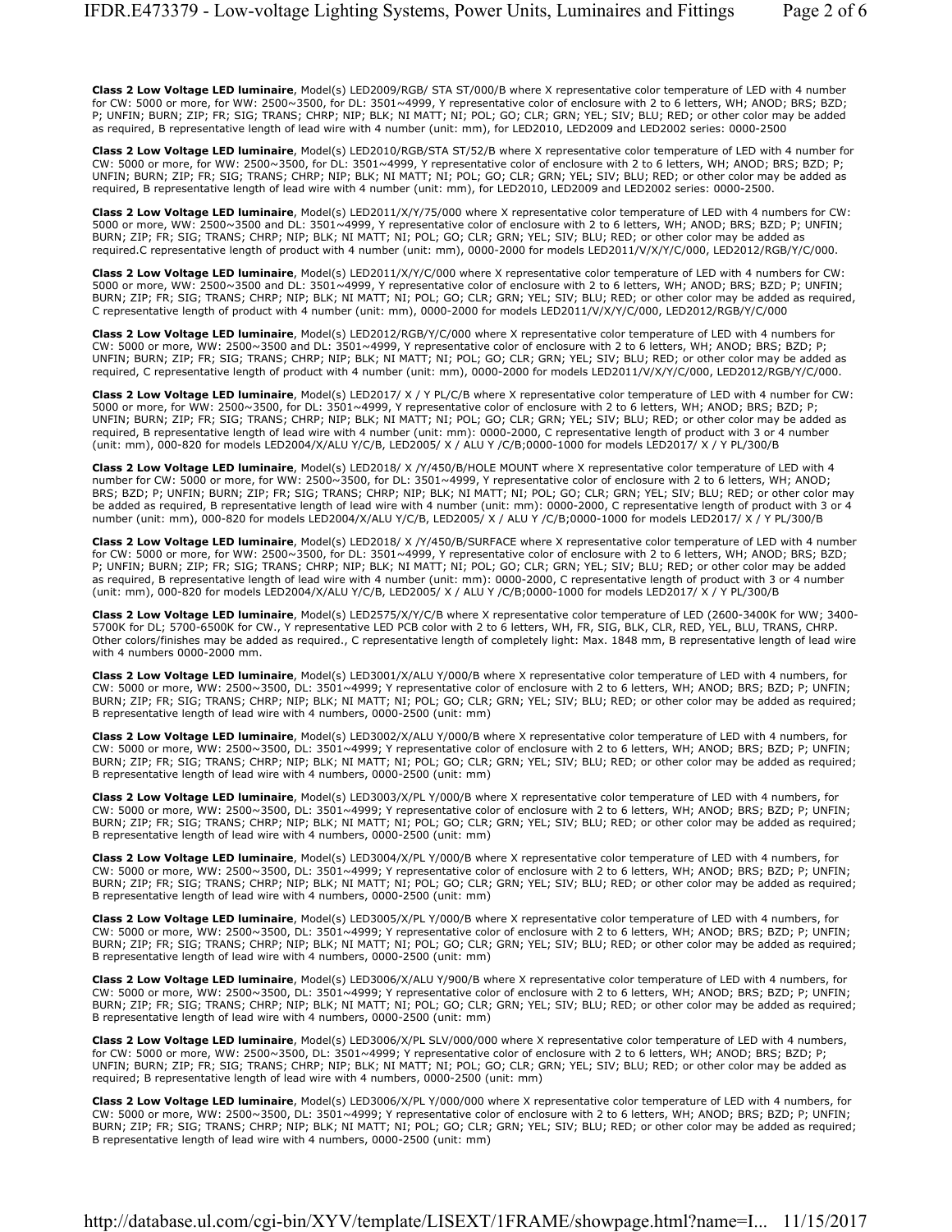**Class 2 Low Voltage LED luminaire**, Model(s) LED2009/RGB/ STA ST/000/B where X representative color temperature of LED with 4 number for CW: 5000 or more, for WW: 2500~3500, for DL: 3501~4999, Y representative color of enclosure with 2 to 6 letters, WH; ANOD; BRS; BZD; P; UNFIN; BURN; ZIP; FR; SIG; TRANS; CHRP; NIP; BLK; NI MATT; NI; POL; GO; CLR; GRN; YEL; SIV; BLU; RED; or other color may be added as required, B representative length of lead wire with 4 number (unit: mm), for LED2010, LED2009 and LED2002 series: 0000-2500

**Class 2 Low Voltage LED luminaire**, Model(s) LED2010/RGB/STA ST/52/B where X representative color temperature of LED with 4 number for CW: 5000 or more, for WW: 2500~3500, for DL: 3501~4999, Y representative color of enclosure with 2 to 6 letters, WH; ANOD; BRS; BZD; P; UNFIN; BURN; ZIP; FR; SIG; TRANS; CHRP; NIP; BLK; NI MATT; NI; POL; GO; CLR; GRN; YEL; SIV; BLU; RED; or other color may be added as required, B representative length of lead wire with 4 number (unit: mm), for LED2010, LED2009 and LED2002 series: 0000-2500.

**Class 2 Low Voltage LED luminaire**, Model(s) LED2011/X/Y/75/000 where X representative color temperature of LED with 4 numbers for CW: 5000 or more, WW: 2500~3500 and DL: 3501~4999, Y representative color of enclosure with 2 to 6 letters, WH; ANOD; BRS; BZD; P; UNFIN; BURN; ZIP; FR; SIG; TRANS; CHRP; NIP; BLK; NI MATT; NI; POL; GO; CLR; GRN; YEL; SIV; BLU; RED; or other color may be added as required.C representative length of product with 4 number (unit: mm), 0000-2000 for models LED2011/V/X/Y/C/000, LED2012/RGB/Y/C/000.

**Class 2 Low Voltage LED luminaire**, Model(s) LED2011/X/Y/C/000 where X representative color temperature of LED with 4 numbers for CW: 5000 or more, WW: 2500~3500 and DL: 3501~4999, Y representative color of enclosure with 2 to 6 letters, WH; ANOD; BRS; BZD; P; UNFIN; BURN; ZIP; FR; SIG; TRANS; CHRP; NIP; BLK; NI MATT; NI; POL; GO; CLR; GRN; YEL; SIV; BLU; RED; or other color may be added as required, C representative length of product with 4 number (unit: mm), 0000-2000 for models LED2011/V/X/Y/C/000, LED2012/RGB/Y/C/000

**Class 2 Low Voltage LED luminaire**, Model(s) LED2012/RGB/Y/C/000 where X representative color temperature of LED with 4 numbers for CW: 5000 or more, WW: 2500~3500 and DL: 3501~4999, Y representative color of enclosure with 2 to 6 letters, WH; ANOD; BRS; BZD; P; UNFIN; BURN; ZIP; FR; SIG; TRANS; CHRP; NIP; BLK; NI MATT; NI; POL; GO; CLR; GRN; YEL; SIV; BLU; RED; or other color may be added as required, C representative length of product with 4 number (unit: mm), 0000-2000 for models LED2011/V/X/Y/C/000, LED2012/RGB/Y/C/000.

**Class 2 Low Voltage LED luminaire**, Model(s) LED2017/ X / Y PL/C/B where X representative color temperature of LED with 4 number for CW: 5000 or more, for WW: 2500~3500, for DL: 3501~4999, Y representative color of enclosure with 2 to 6 letters, WH; ANOD; BRS; BZD; P; UNFIN; BURN; ZIP; FR; SIG; TRANS; CHRP; NIP; BLK; NI MATT; NI; POL; GO; CLR; GRN; YEL; SIV; BLU; RED; or other color may be added as required, B representative length of lead wire with 4 number (unit: mm): 0000-2000, C representative length of product with 3 or 4 number (unit: mm), 000-820 for models LED2004/X/ALU Y/C/B, LED2005/ X / ALU Y /C/B;0000-1000 for models LED2017/ X / Y PL/300/B

**Class 2 Low Voltage LED luminaire**, Model(s) LED2018/ X /Y/450/B/HOLE MOUNT where X representative color temperature of LED with 4 number for CW: 5000 or more, for WW: 2500~3500, for DL: 3501~4999, Y representative color of enclosure with 2 to 6 letters, WH; ANOD; BRS; BZD; P; UNFIN; BURN; ZIP; FR; SIG; TRANS; CHRP; NIP; BLK; NI MATT; NI; POL; GO; CLR; GRN; YEL; SIV; BLU; RED; or other color may be added as required, B representative length of lead wire with 4 number (unit: mm): 0000-2000, C representative length of product with 3 or 4 number (unit: mm), 000-820 for models LED2004/X/ALU Y/C/B, LED2005/ X / ALU Y /C/B;0000-1000 for models LED2017/ X / Y PL/300/B

**Class 2 Low Voltage LED luminaire**, Model(s) LED2018/ X /Y/450/B/SURFACE where X representative color temperature of LED with 4 number for CW: 5000 or more, for WW: 2500~3500, for DL: 3501~4999, Y representative color of enclosure with 2 to 6 letters, WH; ANOD; BRS; BZD; P; UNFIN; BURN; ZIP; FR; SIG; TRANS; CHRP; NIP; BLK; NI MATT; NI; POL; GO; CLR; GRN; YEL; SIV; BLU; RED; or other color may be added as required, B representative length of lead wire with 4 number (unit: mm): 0000-2000, C representative length of product with 3 or 4 number (unit: mm), 000-820 for models LED2004/X/ALU Y/C/B, LED2005/ X / ALU Y /C/B;0000-1000 for models LED2017/ X / Y PL/300/B

**Class 2 Low Voltage LED luminaire**, Model(s) LED2575/X/Y/C/B where X representative color temperature of LED (2600-3400K for WW; 3400-5700K for DL; 5700-6500K for CW., Y representative LED PCB color with 2 to 6 letters, WH, FR, SIG, BLK, CLR, RED, YEL, BLU, TRANS, CHRP. Other colors/finishes may be added as required., C representative length of completely light: Max. 1848 mm, B representative length of lead wire with 4 numbers 0000-2000 mm.

**Class 2 Low Voltage LED luminaire**, Model(s) LED3001/X/ALU Y/000/B where X representative color temperature of LED with 4 numbers, for CW: 5000 or more, WW: 2500~3500, DL: 3501~4999; Y representative color of enclosure with 2 to 6 letters, WH; ANOD; BRS; BZD; P; UNFIN; BURN; ZIP; FR; SIG; TRANS; CHRP; NIP; BLK; NI MATT; NI; POL; GO; CLR; GRN; YEL; SIV; BLU; RED; or other color may be added as required; B representative length of lead wire with 4 numbers, 0000-2500 (unit: mm)

**Class 2 Low Voltage LED luminaire**, Model(s) LED3002/X/ALU Y/000/B where X representative color temperature of LED with 4 numbers, for CW: 5000 or more, WW: 2500~3500, DL: 3501~4999; Y representative color of enclosure with 2 to 6 letters, WH; ANOD; BRS; BZD; P; UNFIN; BURN; ZIP; FR; SIG; TRANS; CHRP; NIP; BLK; NI MATT; NI; POL; GO; CLR; GRN; YEL; SIV; BLU; RED; or other color may be added as required; B representative length of lead wire with 4 numbers, 0000-2500 (unit: mm)

**Class 2 Low Voltage LED luminaire**, Model(s) LED3003/X/PL Y/000/B where X representative color temperature of LED with 4 numbers, for CW: 5000 or more, WW: 2500~3500, DL: 3501~4999; Y representative color of enclosure with 2 to 6 letters, WH; ANOD; BRS; BZD; P; UNFIN; BURN; ZIP; FR; SIG; TRANS; CHRP; NIP; BLK; NI MATT; NI; POL; GO; CLR; GRN; YEL; SIV; BLU; RED; or other color may be added as required; B representative length of lead wire with 4 numbers, 0000-2500 (unit: mm)

**Class 2 Low Voltage LED luminaire**, Model(s) LED3004/X/PL Y/000/B where X representative color temperature of LED with 4 numbers, for CW: 5000 or more, WW: 2500~3500, DL: 3501~4999; Y representative color of enclosure with 2 to 6 letters, WH; ANOD; BRS; BZD; P; UNFIN; BURN; ZIP; FR; SIG; TRANS; CHRP; NIP; BLK; NI MATT; NI; POL; GO; CLR; GRN; YEL; SIV; BLU; RED; or other color may be added as required; B representative length of lead wire with 4 numbers, 0000-2500 (unit: mm)

**Class 2 Low Voltage LED luminaire**, Model(s) LED3005/X/PL Y/000/B where X representative color temperature of LED with 4 numbers, for CW: 5000 or more, WW: 2500~3500, DL: 3501~4999; Y representative color of enclosure with 2 to 6 letters, WH; ANOD; BRS; BZD; P; UNFIN; BURN; ZIP; FR; SIG; TRANS; CHRP; NIP; BLK; NI MATT; NI; POL; GO; CLR; GRN; YEL; SIV; BLU; RED; or other color may be added as required; B representative length of lead wire with 4 numbers, 0000-2500 (unit: mm)

**Class 2 Low Voltage LED luminaire**, Model(s) LED3006/X/ALU Y/900/B where X representative color temperature of LED with 4 numbers, for CW: 5000 or more, WW: 2500~3500, DL: 3501~4999; Y representative color of enclosure with 2 to 6 letters, WH; ANOD; BRS; BZD; P; UNFIN; BURN; ZIP; FR; SIG; TRANS; CHRP; NIP; BLK; NI MATT; NI; POL; GO; CLR; GRN; YEL; SIV; BLU; RED; or other color may be added as required; B representative length of lead wire with 4 numbers, 0000-2500 (unit: mm)

**Class 2 Low Voltage LED luminaire**, Model(s) LED3006/X/PL SLV/000/000 where X representative color temperature of LED with 4 numbers, for CW: 5000 or more, WW: 2500~3500, DL: 3501~4999; Y representative color of enclosure with 2 to 6 letters, WH; ANOD; BRS; BZD; P; UNFIN; BURN; ZIP; FR; SIG; TRANS; CHRP; NIP; BLK; NI MATT; NI; POL; GO; CLR; GRN; YEL; SIV; BLU; RED; or other color may be added as required; B representative length of lead wire with 4 numbers, 0000-2500 (unit: mm)

**Class 2 Low Voltage LED luminaire**, Model(s) LED3006/X/PL Y/000/000 where X representative color temperature of LED with 4 numbers, for CW: 5000 or more, WW: 2500~3500, DL: 3501~4999; Y representative color of enclosure with 2 to 6 letters, WH; ANOD; BRS; BZD; P; UNFIN; BURN; ZIP; FR; SIG; TRANS; CHRP; NIP; BLK; NI MATT; NI; POL; GO; CLR; GRN; YEL; SIV; BLU; RED; or other color may be added as required; B representative length of lead wire with 4 numbers, 0000-2500 (unit: mm)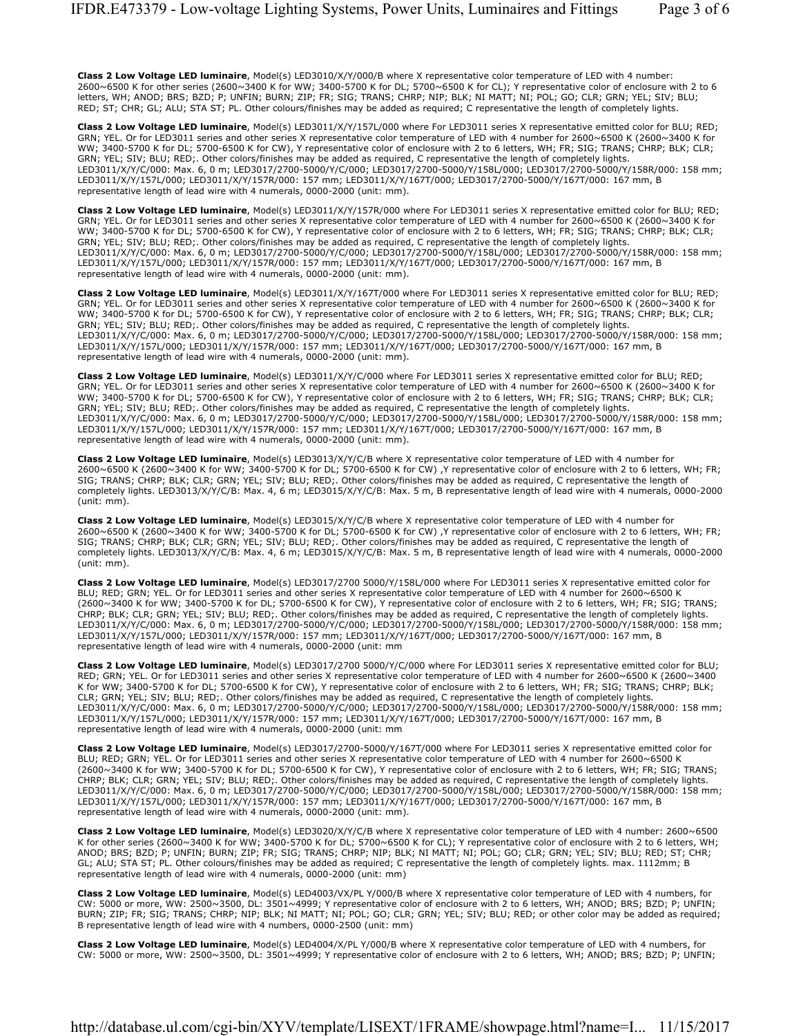**Class 2 Low Voltage LED luminaire**, Model(s) LED3010/X/Y/000/B where X representative color temperature of LED with 4 number: 2600~6500 K for other series (2600~3400 K for WW; 3400-5700 K for DL; 5700~6500 K for CL); Y representative color of enclosure with 2 to 6 letters, WH; ANOD; BRS; BZD; P; UNFIN; BURN; ZIP; FR; SIG; TRANS; CHRP; NIP; BLK; NI MATT; NI; POL; GO; CLR; GRN; YEL; SIV; BLU; RED; ST; CHR; GL; ALU; STA ST; PL. Other colours/finishes may be added as required; C representative the length of completely lights.

**Class 2 Low Voltage LED luminaire**, Model(s) LED3011/X/Y/157L/000 where For LED3011 series X representative emitted color for BLU; RED; GRN; YEL. Or for LED3011 series and other series X representative color temperature of LED with 4 number for 2600~6500 K (2600~3400 K for WW; 3400-5700 K for DL; 5700-6500 K for CW), Y representative color of enclosure with 2 to 6 letters, WH; FR; SIG; TRANS; CHRP; BLK; CLR; GRN; YEL; SIV; BLU; RED;. Other colors/finishes may be added as required, C representative the length of completely lights. LED3011/X/Y/C/000: Max. 6, 0 m; LED3017/2700-5000/Y/C/000; LED3017/2700-5000/Y/158L/000; LED3017/2700-5000/Y/158R/000: 158 mm; LED3011/X/Y/157L/000; LED3011/X/Y/157R/000: 157 mm; LED3011/X/Y/167T/000; LED3017/2700-5000/Y/167T/000: 167 mm, B representative length of lead wire with 4 numerals, 0000-2000 (unit: mm).

**Class 2 Low Voltage LED luminaire**, Model(s) LED3011/X/Y/157R/000 where For LED3011 series X representative emitted color for BLU; RED; GRN; YEL. Or for LED3011 series and other series X representative color temperature of LED with 4 number for 2600~6500 K (2600~3400 K for WW; 3400-5700 K for DL; 5700-6500 K for CW), Y representative color of enclosure with 2 to 6 letters, WH; FR; SIG; TRANS; CHRP; BLK; CLR; GRN; YEL; SIV; BLU; RED;. Other colors/finishes may be added as required, C representative the length of completely lights. LED3011/X/Y/C/000: Max. 6, 0 m; LED3017/2700-5000/Y/C/000; LED3017/2700-5000/Y/158L/000; LED3017/2700-5000/Y/158R/000: 158 mm; LED3011/X/Y/157L/000; LED3011/X/Y/157R/000: 157 mm; LED3011/X/Y/167T/000; LED3017/2700-5000/Y/167T/000: 167 mm, B representative length of lead wire with 4 numerals, 0000-2000 (unit: mm).

**Class 2 Low Voltage LED luminaire**, Model(s) LED3011/X/Y/167T/000 where For LED3011 series X representative emitted color for BLU; RED; GRN; YEL. Or for LED3011 series and other series X representative color temperature of LED with 4 number for 2600~6500 K (2600~3400 K for WW; 3400-5700 K for DL; 5700-6500 K for CW), Y representative color of enclosure with 2 to 6 letters, WH; FR; SIG; TRANS; CHRP; BLK; CLR; GRN; YEL; SIV; BLU; RED;. Other colors/finishes may be added as required, C representative the length of completely lights. LED3011/X/Y/C/000: Max. 6, 0 m; LED3017/2700-5000/Y/C/000; LED3017/2700-5000/Y/158L/000; LED3017/2700-5000/Y/158R/000: 158 mm; LED3011/X/Y/157L/000; LED3011/X/Y/157R/000: 157 mm; LED3011/X/Y/167T/000; LED3017/2700-5000/Y/167T/000: 167 mm, B representative length of lead wire with 4 numerals, 0000-2000 (unit: mm).

**Class 2 Low Voltage LED luminaire**, Model(s) LED3011/X/Y/C/000 where For LED3011 series X representative emitted color for BLU; RED; GRN; YEL. Or for LED3011 series and other series X representative color temperature of LED with 4 number for 2600~6500 K (2600~3400 K for WW; 3400-5700 K for DL; 5700-6500 K for CW), Y representative color of enclosure with 2 to 6 letters, WH; FR; SIG; TRANS; CHRP; BLK; CLR; GRN; YEL; SIV; BLU; RED;. Other colors/finishes may be added as required, C representative the length of completely lights. LED3011/X/Y/C/000: Max. 6, 0 m; LED3017/2700-5000/Y/C/000; LED3017/2700-5000/Y/158L/000; LED3017/2700-5000/Y/158R/000: 158 mm; LED3011/X/Y/157L/000; LED3011/X/Y/157R/000: 157 mm; LED3011/X/Y/167T/000; LED3017/2700-5000/Y/167T/000: 167 mm, B representative length of lead wire with 4 numerals, 0000-2000 (unit: mm).

**Class 2 Low Voltage LED luminaire**, Model(s) LED3013/X/Y/C/B where X representative color temperature of LED with 4 number for 2600~6500 K (2600~3400 K for WW; 3400-5700 K for DL; 5700-6500 K for CW) ,Y representative color of enclosure with 2 to 6 letters, WH; FR; SIG; TRANS; CHRP; BLK; CLR; GRN; YEL; SIV; BLU; RED;. Other colors/finishes may be added as required, C representative the length of completely lights. LED3013/X/Y/C/B: Max. 4, 6 m; LED3015/X/Y/C/B: Max. 5 m, B representative length of lead wire with 4 numerals, 0000-2000 (unit: mm).

**Class 2 Low Voltage LED luminaire**, Model(s) LED3015/X/Y/C/B where X representative color temperature of LED with 4 number for 2600~6500 K (2600~3400 K for WW; 3400-5700 K for DL; 5700-6500 K for CW) ,Y representative color of enclosure with 2 to 6 letters, WH; FR; SIG; TRANS; CHRP; BLK; CLR; GRN; YEL; SIV; BLU; RED;. Other colors/finishes may be added as required, C representative the length of completely lights. LED3013/X/Y/C/B: Max. 4, 6 m; LED3015/X/Y/C/B: Max. 5 m, B representative length of lead wire with 4 numerals, 0000-2000 (unit: mm).

**Class 2 Low Voltage LED luminaire**, Model(s) LED3017/2700 5000/Y/158L/000 where For LED3011 series X representative emitted color for BLU; RED; GRN; YEL. Or for LED3011 series and other series X representative color temperature of LED with 4 number for 2600~6500 K (2600~3400 K for WW; 3400-5700 K for DL; 5700-6500 K for CW), Y representative color of enclosure with 2 to 6 letters, WH; FR; SIG; TRANS; CHRP; BLK; CLR; GRN; YEL; SIV; BLU; RED;. Other colors/finishes may be added as required, C representative the length of completely lights. LED3011/X/Y/C/000: Max. 6, 0 m; LED3017/2700-5000/Y/C/000; LED3017/2700-5000/Y/158L/000; LED3017/2700-5000/Y/158R/000: 158 mm; LED3011/X/Y/157L/000; LED3011/X/Y/157R/000: 157 mm; LED3011/X/Y/167T/000; LED3017/2700-5000/Y/167T/000: 167 mm, B representative length of lead wire with 4 numerals, 0000-2000 (unit: mm

**Class 2 Low Voltage LED luminaire**, Model(s) LED3017/2700 5000/Y/C/000 where For LED3011 series X representative emitted color for BLU; RED; GRN; YEL. Or for LED3011 series and other series X representative color temperature of LED with 4 number for 2600~6500 K (2600~3400 K for WW; 3400-5700 K for DL; 5700-6500 K for CW), Y representative color of enclosure with 2 to 6 letters, WH; FR; SIG; TRANS; CHRP; BLK; CLR; GRN; YEL; SIV; BLU; RED;. Other colors/finishes may be added as required, C representative the length of completely lights. LED3011/X/Y/C/000: Max. 6, 0 m; LED3017/2700-5000/Y/C/000; LED3017/2700-5000/Y/158L/000; LED3017/2700-5000/Y/158R/000: 158 mm; LED3011/X/Y/157L/000; LED3011/X/Y/157R/000: 157 mm; LED3011/X/Y/167T/000; LED3017/2700-5000/Y/167T/000: 167 mm, B representative length of lead wire with 4 numerals, 0000-2000 (unit: mm

**Class 2 Low Voltage LED luminaire**, Model(s) LED3017/2700-5000/Y/167T/000 where For LED3011 series X representative emitted color for BLU; RED; GRN; YEL. Or for LED3011 series and other series X representative color temperature of LED with 4 number for 2600~6500 K (2600~3400 K for WW; 3400-5700 K for DL; 5700-6500 K for CW), Y representative color of enclosure with 2 to 6 letters, WH; FR; SIG; TRANS; CHRP; BLK; CLR; GRN; YEL; SIV; BLU; RED;. Other colors/finishes may be added as required, C representative the length of completely lights. LED3011/X/Y/C/000: Max. 6, 0 m; LED3017/2700-5000/Y/C/000; LED3017/2700-5000/Y/158L/000; LED3017/2700-5000/Y/158R/000: 158 mm; LED3011/X/Y/157L/000; LED3011/X/Y/157R/000: 157 mm; LED3011/X/Y/167T/000; LED3017/2700-5000/Y/167T/000: 167 mm, B representative length of lead wire with 4 numerals, 0000-2000 (unit: mm).

**Class 2 Low Voltage LED luminaire**, Model(s) LED3020/X/Y/C/B where X representative color temperature of LED with 4 number: 2600~6500 K for other series (2600~3400 K for WW; 3400-5700 K for DL; 5700~6500 K for CL); Y representative color of enclosure with 2 to 6 letters, WH; ANOD; BRS; BZD; P; UNFIN; BURN; ZIP; FR; SIG; TRANS; CHRP; NIP; BLK; NI MATT; NI; POL; GO; CLR; GRN; YEL; SIV; BLU; RED; ST; CHR; GL; ALU; STA ST; PL. Other colours/finishes may be added as required; C representative the length of completely lights. max. 1112mm; B representative length of lead wire with 4 numerals, 0000-2000 (unit: mm)

**Class 2 Low Voltage LED luminaire**, Model(s) LED4003/VX/PL Y/000/B where X representative color temperature of LED with 4 numbers, for CW: 5000 or more, WW: 2500~3500, DL: 3501~4999; Y representative color of enclosure with 2 to 6 letters, WH; ANOD; BRS; BZD; P; UNFIN; BURN; ZIP; FR; SIG; TRANS; CHRP; NIP; BLK; NI MATT; NI; POL; GO; CLR; GRN; YEL; SIV; BLU; RED; or other color may be added as required; B representative length of lead wire with 4 numbers, 0000-2500 (unit: mm)

**Class 2 Low Voltage LED luminaire**, Model(s) LED4004/X/PL Y/000/B where X representative color temperature of LED with 4 numbers, for CW: 5000 or more, WW: 2500~3500, DL: 3501~4999; Y representative color of enclosure with 2 to 6 letters, WH; ANOD; BRS; BZD; P; UNFIN;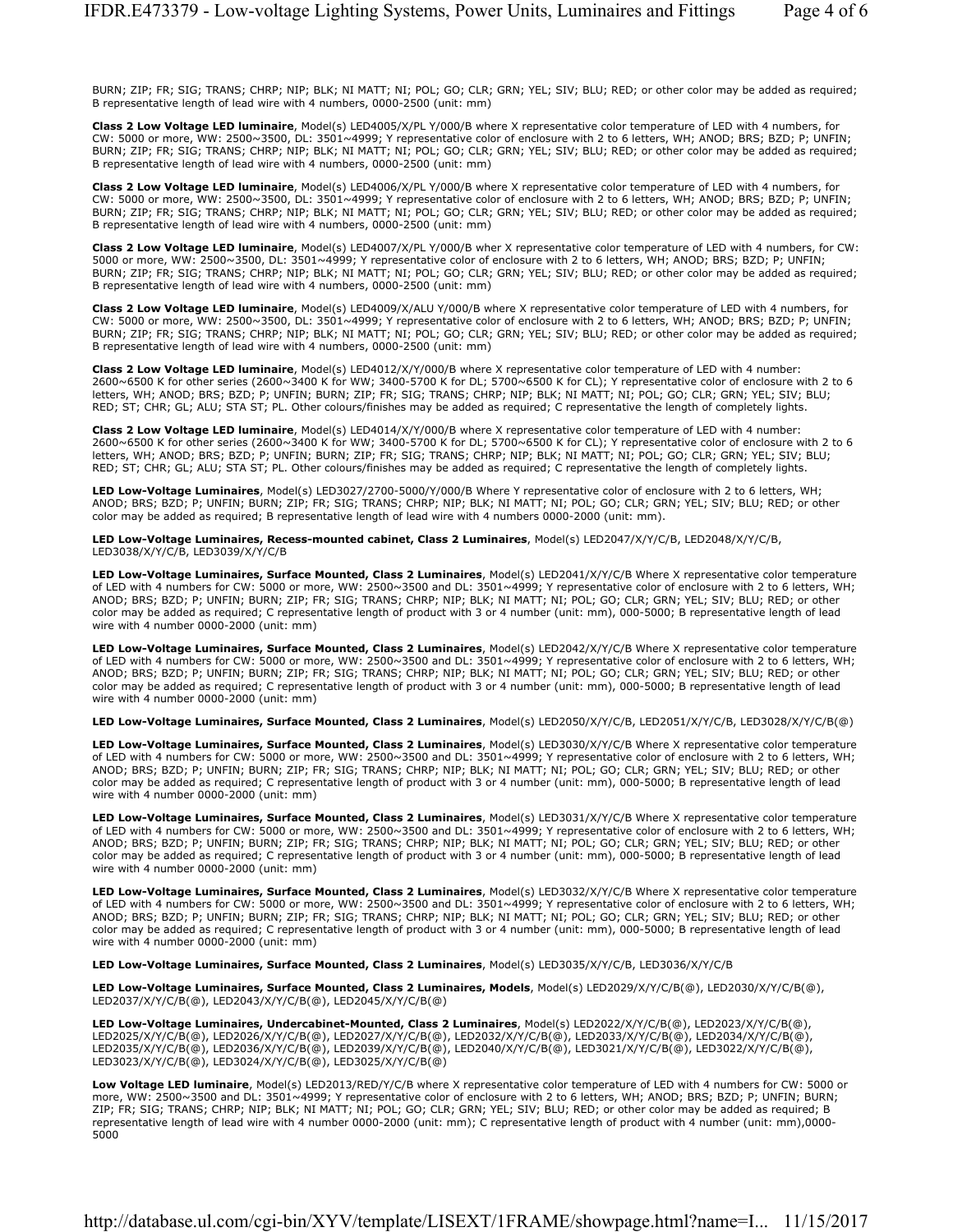BURN; ZIP; FR; SIG; TRANS; CHRP; NIP; BLK; NI MATT; NI; POL; GO; CLR; GRN; YEL; SIV; BLU; RED; or other color may be added as required; B representative length of lead wire with 4 numbers, 0000-2500 (unit: mm)

**Class 2 Low Voltage LED luminaire**, Model(s) LED4005/X/PL Y/000/B where X representative color temperature of LED with 4 numbers, for CW: 5000 or more, WW: 2500~3500, DL: 3501~4999; Y representative color of enclosure with 2 to 6 letters, WH; ANOD; BRS; BZD; P; UNFIN; BURN; ZIP; FR; SIG; TRANS; CHRP; NIP; BLK; NI MATT; NI; POL; GO; CLR; GRN; YEL; SIV; BLU; RED; or other color may be added as required; B representative length of lead wire with 4 numbers, 0000-2500 (unit: mm)

**Class 2 Low Voltage LED luminaire**, Model(s) LED4006/X/PL Y/000/B where X representative color temperature of LED with 4 numbers, for CW: 5000 or more, WW: 2500~3500, DL: 3501~4999; Y representative color of enclosure with 2 to 6 letters, WH; ANOD; BRS; BZD; P; UNFIN; BURN; ZIP; FR; SIG; TRANS; CHRP; NIP; BLK; NI MATT; NI; POL; GO; CLR; GRN; YEL; SIV; BLU; RED; or other color may be added as required; B representative length of lead wire with 4 numbers, 0000-2500 (unit: mm)

**Class 2 Low Voltage LED luminaire**, Model(s) LED4007/X/PL Y/000/B wher X representative color temperature of LED with 4 numbers, for CW: 5000 or more, WW: 2500~3500, DL: 3501~4999; Y representative color of enclosure with 2 to 6 letters, WH; ANOD; BRS; BZD; P; UNFIN; BURN; ZIP; FR; SIG; TRANS; CHRP; NIP; BLK; NI MATT; NI; POL; GO; CLR; GRN; YEL; SIV; BLU; RED; or other color may be added as required; B representative length of lead wire with 4 numbers, 0000-2500 (unit: mm)

**Class 2 Low Voltage LED luminaire**, Model(s) LED4009/X/ALU Y/000/B where X representative color temperature of LED with 4 numbers, for CW: 5000 or more, WW: 2500~3500, DL: 3501~4999; Y representative color of enclosure with 2 to 6 letters, WH; ANOD; BRS; BZD; P; UNFIN; BURN; ZIP; FR; SIG; TRANS; CHRP; NIP; BLK; NI MATT; NI; POL; GO; CLR; GRN; YEL; SIV; BLU; RED; or other color may be added as required; B representative length of lead wire with 4 numbers, 0000-2500 (unit: mm)

**Class 2 Low Voltage LED luminaire**, Model(s) LED4012/X/Y/000/B where X representative color temperature of LED with 4 number: 2600~6500 K for other series (2600~3400 K for WW; 3400-5700 K for DL; 5700~6500 K for CL); Y representative color of enclosure with 2 to 6 letters, WH; ANOD; BRS; BZD; P; UNFIN; BURN; ZIP; FR; SIG; TRANS; CHRP; NIP; BLK; NI MATT; NI; POL; GO; CLR; GRN; YEL; SIV; BLU; RED; ST; CHR; GL; ALU; STA ST; PL. Other colours/finishes may be added as required; C representative the length of completely lights.

**Class 2 Low Voltage LED luminaire**, Model(s) LED4014/X/Y/000/B where X representative color temperature of LED with 4 number: 2600~6500 K for other series (2600~3400 K for WW; 3400-5700 K for DL; 5700~6500 K for CL); Y representative color of enclosure with 2 to 6 letters, WH; ANOD; BRS; BZD; P; UNFIN; BURN; ZIP; FR; SIG; TRANS; CHRP; NIP; BLK; NI MATT; NI; POL; GO; CLR; GRN; YEL; SIV; BLU; RED; ST; CHR; GL; ALU; STA ST; PL. Other colours/finishes may be added as required; C representative the length of completely lights.

**LED Low-Voltage Luminaires**, Model(s) LED3027/2700-5000/Y/000/B Where Y representative color of enclosure with 2 to 6 letters, WH; ANOD; BRS; BZD; P; UNFIN; BURN; ZIP; FR; SIG; TRANS; CHRP; NIP; BLK; NI MATT; NI; POL; GO; CLR; GRN; YEL; SIV; BLU; RED; or other color may be added as required; B representative length of lead wire with 4 numbers 0000-2000 (unit: mm).

**LED Low-Voltage Luminaires, Recess-mounted cabinet, Class 2 Luminaires**, Model(s) LED2047/X/Y/C/B, LED2048/X/Y/C/B, LED3038/X/Y/C/B, LED3039/X/Y/C/B

**LED Low-Voltage Luminaires, Surface Mounted, Class 2 Luminaires**, Model(s) LED2041/X/Y/C/B Where X representative color temperature of LED with 4 numbers for CW: 5000 or more, WW: 2500~3500 and DL: 3501~4999; Y representative color of enclosure with 2 to 6 letters, WH; ANOD; BRS; BZD; P; UNFIN; BURN; ZIP; FR; SIG; TRANS; CHRP; NIP; BLK; NI MATT; NI; POL; GO; CLR; GRN; YEL; SIV; BLU; RED; or other color may be added as required; C representative length of product with 3 or 4 number (unit: mm), 000-5000; B representative length of lead wire with 4 number 0000-2000 (unit: mm)

**LED Low-Voltage Luminaires, Surface Mounted, Class 2 Luminaires**, Model(s) LED2042/X/Y/C/B Where X representative color temperature of LED with 4 numbers for CW: 5000 or more, WW: 2500~3500 and DL: 3501~4999; Y representative color of enclosure with 2 to 6 letters, WH; ANOD; BRS; BZD; P; UNFIN; BURN; ZIP; FR; SIG; TRANS; CHRP; NIP; BLK; NI MATT; NI; POL; GO; CLR; GRN; YEL; SIV; BLU; RED; or other color may be added as required; C representative length of product with 3 or 4 number (unit: mm), 000-5000; B representative length of lead wire with 4 number 0000-2000 (unit: mm)

**LED Low-Voltage Luminaires, Surface Mounted, Class 2 Luminaires**, Model(s) LED2050/X/Y/C/B, LED2051/X/Y/C/B, LED3028/X/Y/C/B(@)

**LED Low-Voltage Luminaires, Surface Mounted, Class 2 Luminaires**, Model(s) LED3030/X/Y/C/B Where X representative color temperature of LED with 4 numbers for CW: 5000 or more, WW: 2500~3500 and DL: 3501~4999; Y representative color of enclosure with 2 to 6 letters, WH; ANOD; BRS; BZD; P; UNFIN; BURN; ZIP; FR; SIG; TRANS; CHRP; NIP; BLK; NI MATT; NI; POL; GO; CLR; GRN; YEL; SIV; BLU; RED; or other color may be added as required; C representative length of product with 3 or 4 number (unit: mm), 000-5000; B representative length of lead wire with 4 number 0000-2000 (unit: mm)

**LED Low-Voltage Luminaires, Surface Mounted, Class 2 Luminaires**, Model(s) LED3031/X/Y/C/B Where X representative color temperature of LED with 4 numbers for CW: 5000 or more, WW: 2500~3500 and DL: 3501~4999; Y representative color of enclosure with 2 to 6 letters, WH; ANOD; BRS; BZD; P; UNFIN; BURN; ZIP; FR; SIG; TRANS; CHRP; NIP; BLK; NI MATT; NI; POL; GO; CLR; GRN; YEL; SIV; BLU; RED; or other color may be added as required; C representative length of product with 3 or 4 number (unit: mm), 000-5000; B representative length of lead wire with 4 number 0000-2000 (unit: mm)

**LED Low-Voltage Luminaires, Surface Mounted, Class 2 Luminaires**, Model(s) LED3032/X/Y/C/B Where X representative color temperature of LED with 4 numbers for CW: 5000 or more, WW: 2500~3500 and DL: 3501~4999; Y representative color of enclosure with 2 to 6 letters, WH; ANOD; BRS; BZD; P; UNFIN; BURN; ZIP; FR; SIG; TRANS; CHRP; NIP; BLK; NI MATT; NI; POL; GO; CLR; GRN; YEL; SIV; BLU; RED; or other color may be added as required; C representative length of product with 3 or 4 number (unit: mm), 000-5000; B representative length of lead wire with 4 number 0000-2000 (unit: mm)

**LED Low-Voltage Luminaires, Surface Mounted, Class 2 Luminaires**, Model(s) LED3035/X/Y/C/B, LED3036/X/Y/C/B

**LED Low-Voltage Luminaires, Surface Mounted, Class 2 Luminaires, Models**, Model(s) LED2029/X/Y/C/B(@), LED2030/X/Y/C/B(@), LED2037/X/Y/C/B(@), LED2043/X/Y/C/B(@), LED2045/X/Y/C/B(@)

**LED Low-Voltage Luminaires, Undercabinet-Mounted, Class 2 Luminaires**, Model(s) LED2022/X/Y/C/B(@), LED2023/X/Y/C/B(@), LED2025/X/Y/C/B(@), LED2026/X/Y/C/B(@), LED2027/X/Y/C/B(@), LED2032/X/Y/C/B(@), LED2033/X/Y/C/B(@), LED2034/X/Y/C/B(@), LED2035/X/Y/C/B(@), LED2036/X/Y/C/B(@), LED2039/X/Y/C/B(@), LED2040/X/Y/C/B(@), LED3021/X/Y/C/B(@), LED3022/X/Y/C/B(@), LED3023/X/Y/C/B(@), LED3024/X/Y/C/B(@), LED3025/X/Y/C/B(@)

**Low Voltage LED luminaire**, Model(s) LED2013/RED/Y/C/B where X representative color temperature of LED with 4 numbers for CW: 5000 or more, WW: 2500~3500 and DL: 3501~4999; Y representative color of enclosure with 2 to 6 letters, WH; ANOD; BRS; BZD; P; UNFIN; BURN; ZIP; FR; SIG; TRANS; CHRP; NIP; BLK; NI MATT; NI; POL; GO; CLR; GRN; YEL; SIV; BLU; RED; or other color may be added as required; B representative length of lead wire with 4 number 0000-2000 (unit: mm); C representative length of product with 4 number (unit: mm),0000-5000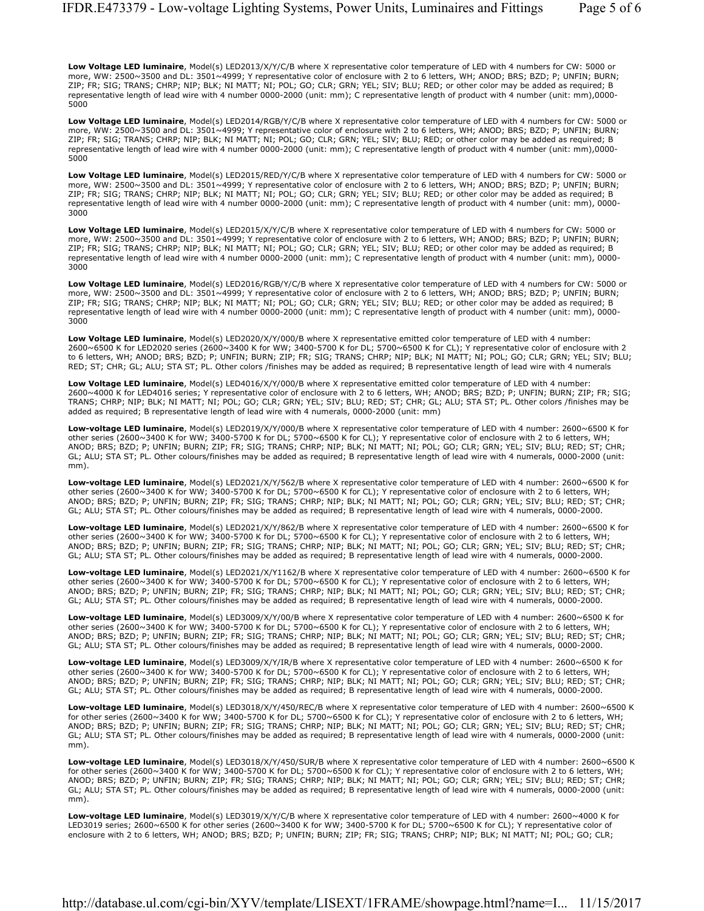**Low Voltage LED luminaire**, Model(s) LED2013/X/Y/C/B where X representative color temperature of LED with 4 numbers for CW: 5000 or more, WW: 2500~3500 and DL: 3501~4999; Y representative color of enclosure with 2 to 6 letters, WH; ANOD; BRS; BZD; P; UNFIN; BURN; ZIP; FR; SIG; TRANS; CHRP; NIP; BLK; NI MATT; NI; POL; GO; CLR; GRN; YEL; SIV; BLU; RED; or other color may be added as required; B representative length of lead wire with 4 number 0000-2000 (unit: mm); C representative length of product with 4 number (unit: mm),0000-5000

**Low Voltage LED luminaire**, Model(s) LED2014/RGB/Y/C/B where X representative color temperature of LED with 4 numbers for CW: 5000 or more, WW: 2500~3500 and DL: 3501~4999; Y representative color of enclosure with 2 to 6 letters, WH; ANOD; BRS; BZD; P; UNFIN; BURN; ZIP; FR; SIG; TRANS; CHRP; NIP; BLK; NI MATT; NI; POL; GO; CLR; GRN; YEL; SIV; BLU; RED; or other color may be added as required; B representative length of lead wire with 4 number 0000-2000 (unit: mm); C representative length of product with 4 number (unit: mm),0000-5000

**Low Voltage LED luminaire**, Model(s) LED2015/RED/Y/C/B where X representative color temperature of LED with 4 numbers for CW: 5000 or more, WW: 2500~3500 and DL: 3501~4999; Y representative color of enclosure with 2 to 6 letters, WH; ANOD; BRS; BZD; P; UNFIN; BURN; ZIP; FR; SIG; TRANS; CHRP; NIP; BLK; NI MATT; NI; POL; GO; CLR; GRN; YEL; SIV; BLU; RED; or other color may be added as required; B representative length of lead wire with 4 number 0000-2000 (unit: mm); C representative length of product with 4 number (unit: mm), 0000-3000

**Low Voltage LED luminaire**, Model(s) LED2015/X/Y/C/B where X representative color temperature of LED with 4 numbers for CW: 5000 or more, WW: 2500~3500 and DL: 3501~4999; Y representative color of enclosure with 2 to 6 letters, WH; ANOD; BRS; BZD; P; UNFIN; BURN; ZIP; FR; SIG; TRANS; CHRP; NIP; BLK; NI MATT; NI; POL; GO; CLR; GRN; YEL; SIV; BLU; RED; or other color may be added as required; B representative length of lead wire with 4 number 0000-2000 (unit: mm); C representative length of product with 4 number (unit: mm), 0000-3000

**Low Voltage LED luminaire**, Model(s) LED2016/RGB/Y/C/B where X representative color temperature of LED with 4 numbers for CW: 5000 or more, WW: 2500~3500 and DL: 3501~4999; Y representative color of enclosure with 2 to 6 letters, WH; ANOD; BRS; BZD; P; UNFIN; BURN; ZIP; FR; SIG; TRANS; CHRP; NIP; BLK; NI MATT; NI; POL; GO; CLR; GRN; YEL; SIV; BLU; RED; or other color may be added as required; B representative length of lead wire with 4 number 0000-2000 (unit: mm); C representative length of product with 4 number (unit: mm), 0000-3000

**Low Voltage LED luminaire**, Model(s) LED2020/X/Y/000/B where X representative emitted color temperature of LED with 4 number: 2600~6500 K for LED2020 series (2600~3400 K for WW; 3400-5700 K for DL; 5700~6500 K for CL); Y representative color of enclosure with 2 to 6 letters, WH; ANOD; BRS; BZD; P; UNFIN; BURN; ZIP; FR; SIG; TRANS; CHRP; NIP; BLK; NI MATT; NI; POL; GO; CLR; GRN; YEL; SIV; BLU; RED; ST; CHR; GL; ALU; STA ST; PL. Other colors /finishes may be added as required; B representative length of lead wire with 4 numerals

**Low Voltage LED luminaire**, Model(s) LED4016/X/Y/000/B where X representative emitted color temperature of LED with 4 number: 2600~4000 K for LED4016 series; Y representative color of enclosure with 2 to 6 letters, WH; ANOD; BRS; BZD; P; UNFIN; BURN; ZIP; FR; SIG; TRANS; CHRP; NIP; BLK; NI MATT; NI; POL; GO; CLR; GRN; YEL; SIV; BLU; RED; ST; CHR; GL; ALU; STA ST; PL. Other colors /finishes may be added as required; B representative length of lead wire with 4 numerals, 0000-2000 (unit: mm)

**Low-voltage LED luminaire**, Model(s) LED2019/X/Y/000/B where X representative color temperature of LED with 4 number: 2600~6500 K for other series (2600~3400 K for WW; 3400-5700 K for DL; 5700~6500 K for CL); Y representative color of enclosure with 2 to 6 letters, WH; ANOD; BRS; BZD; P; UNFIN; BURN; ZIP; FR; SIG; TRANS; CHRP; NIP; BLK; NI MATT; NI; POL; GO; CLR; GRN; YEL; SIV; BLU; RED; ST; CHR; GL; ALU; STA ST; PL. Other colours/finishes may be added as required; B representative length of lead wire with 4 numerals, 0000-2000 (unit: mm).

**Low-voltage LED luminaire**, Model(s) LED2021/X/Y/562/B where X representative color temperature of LED with 4 number: 2600~6500 K for other series (2600~3400 K for WW; 3400-5700 K for DL; 5700~6500 K for CL); Y representative color of enclosure with 2 to 6 letters, WH; ANOD; BRS; BZD; P; UNFIN; BURN; ZIP; FR; SIG; TRANS; CHRP; NIP; BLK; NI MATT; NI; POL; GO; CLR; GRN; YEL; SIV; BLU; RED; ST; CHR; GL; ALU; STA ST; PL. Other colours/finishes may be added as required; B representative length of lead wire with 4 numerals, 0000-2000.

**Low-voltage LED luminaire**, Model(s) LED2021/X/Y/862/B where X representative color temperature of LED with 4 number: 2600~6500 K for other series (2600~3400 K for WW; 3400-5700 K for DL; 5700~6500 K for CL); Y representative color of enclosure with 2 to 6 letters, WH; ANOD; BRS; BZD; P; UNFIN; BURN; ZIP; FR; SIG; TRANS; CHRP; NIP; BLK; NI MATT; NI; POL; GO; CLR; GRN; YEL; SIV; BLU; RED; ST; CHR; GL; ALU; STA ST; PL. Other colours/finishes may be added as required; B representative length of lead wire with 4 numerals, 0000-2000.

**Low-voltage LED luminaire**, Model(s) LED2021/X/Y1162/B where X representative color temperature of LED with 4 number: 2600~6500 K for other series (2600~3400 K for WW; 3400-5700 K for DL; 5700~6500 K for CL); Y representative color of enclosure with 2 to 6 letters, WH; ANOD; BRS; BZD; P; UNFIN; BURN; ZIP; FR; SIG; TRANS; CHRP; NIP; BLK; NI MATT; NI; POL; GO; CLR; GRN; YEL; SIV; BLU; RED; ST; CHR; GL; ALU; STA ST; PL. Other colours/finishes may be added as required; B representative length of lead wire with 4 numerals, 0000-2000.

**Low-voltage LED luminaire**, Model(s) LED3009/X/Y/00/B where X representative color temperature of LED with 4 number: 2600~6500 K for other series (2600~3400 K for WW; 3400-5700 K for DL; 5700~6500 K for CL); Y representative color of enclosure with 2 to 6 letters, WH; ANOD; BRS; BZD; P; UNFIN; BURN; ZIP; FR; SIG; TRANS; CHRP; NIP; BLK; NI MATT; NI; POL; GO; CLR; GRN; YEL; SIV; BLU; RED; ST; CHR; GL; ALU; STA ST; PL. Other colours/finishes may be added as required; B representative length of lead wire with 4 numerals, 0000-2000.

**Low-voltage LED luminaire**, Model(s) LED3009/X/Y/IR/B where X representative color temperature of LED with 4 number: 2600~6500 K for other series (2600~3400 K for WW; 3400-5700 K for DL; 5700~6500 K for CL); Y representative color of enclosure with 2 to 6 letters, WH; ANOD; BRS; BZD; P; UNFIN; BURN; ZIP; FR; SIG; TRANS; CHRP; NIP; BLK; NI MATT; NI; POL; GO; CLR; GRN; YEL; SIV; BLU; RED; ST; CHR; GL; ALU; STA ST; PL. Other colours/finishes may be added as required; B representative length of lead wire with 4 numerals, 0000-2000.

**Low-voltage LED luminaire**, Model(s) LED3018/X/Y/450/REC/B where X representative color temperature of LED with 4 number: 2600~6500 K for other series (2600~3400 K for WW; 3400-5700 K for DL; 5700~6500 K for CL); Y representative color of enclosure with 2 to 6 letters, WH; ANOD; BRS; BZD; P; UNFIN; BURN; ZIP; FR; SIG; TRANS; CHRP; NIP; BLK; NI MATT; NI; POL; GO; CLR; GRN; YEL; SIV; BLU; RED; ST; CHR; GL; ALU; STA ST; PL. Other colours/finishes may be added as required; B representative length of lead wire with 4 numerals, 0000-2000 (unit: mm).

**Low-voltage LED luminaire**, Model(s) LED3018/X/Y/450/SUR/B where X representative color temperature of LED with 4 number: 2600~6500 K for other series (2600~3400 K for WW; 3400-5700 K for DL; 5700~6500 K for CL); Y representative color of enclosure with 2 to 6 letters, WH; ANOD; BRS; BZD; P; UNFIN; BURN; ZIP; FR; SIG; TRANS; CHRP; NIP; BLK; NI MATT; NI; POL; GO; CLR; GRN; YEL; SIV; BLU; RED; ST; CHR; GL; ALU; STA ST; PL. Other colours/finishes may be added as required; B representative length of lead wire with 4 numerals, 0000-2000 (unit: mm).

**Low-voltage LED luminaire**, Model(s) LED3019/X/Y/C/B where X representative color temperature of LED with 4 number: 2600~4000 K for LED3019 series; 2600~6500 K for other series (2600~3400 K for WW; 3400-5700 K for DL; 5700~6500 K for CL); Y representative color of enclosure with 2 to 6 letters, WH; ANOD; BRS; BZD; P; UNFIN; BURN; ZIP; FR; SIG; TRANS; CHRP; NIP; BLK; NI MATT; NI; POL; GO; CLR;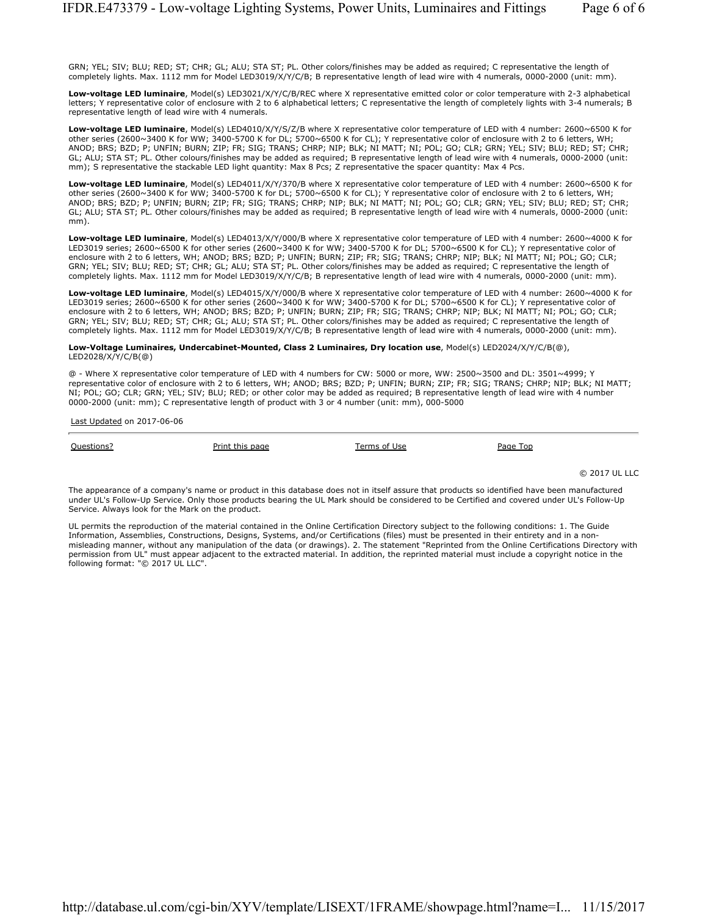GRN; YEL; SIV; BLU; RED; ST; CHR; GL; ALU; STA ST; PL. Other colors/finishes may be added as required; C representative the length of completely lights. Max. 1112 mm for Model LED3019/X/Y/C/B; B representative length of lead wire with 4 numerals, 0000-2000 (unit: mm).

**Low-voltage LED luminaire**, Model(s) LED3021/X/Y/C/B/REC where X representative emitted color or color temperature with 2-3 alphabetical letters; Y representative color of enclosure with 2 to 6 alphabetical letters; C representative the length of completely lights with 3-4 numerals; B representative length of lead wire with 4 numerals.

**Low-voltage LED luminaire**, Model(s) LED4010/X/Y/S/Z/B where X representative color temperature of LED with 4 number: 2600~6500 K for other series (2600~3400 K for WW; 3400-5700 K for DL; 5700~6500 K for CL); Y representative color of enclosure with 2 to 6 letters, WH; ANOD; BRS; BZD; P; UNFIN; BURN; ZIP; FR; SIG; TRANS; CHRP; NIP; BLK; NI MATT; NI; POL; GO; CLR; GRN; YEL; SIV; BLU; RED; ST; CHR; GL; ALU; STA ST; PL. Other colours/finishes may be added as required; B representative length of lead wire with 4 numerals, 0000-2000 (unit: mm); S representative the stackable LED light quantity: Max 8 Pcs; Z representative the spacer quantity: Max 4 Pcs.

**Low-voltage LED luminaire**, Model(s) LED4011/X/Y/370/B where X representative color temperature of LED with 4 number: 2600~6500 K for other series (2600~3400 K for WW; 3400-5700 K for DL; 5700~6500 K for CL); Y representative color of enclosure with 2 to 6 letters, WH; ANOD; BRS; BZD; P; UNFIN; BURN; ZIP; FR; SIG; TRANS; CHRP; NIP; BLK; NI MATT; NI; POL; GO; CLR; GRN; YEL; SIV; BLU; RED; ST; CHR; GL; ALU; STA ST; PL. Other colours/finishes may be added as required; B representative length of lead wire with 4 numerals, 0000-2000 (unit: mm).

**Low-voltage LED luminaire**, Model(s) LED4013/X/Y/000/B where X representative color temperature of LED with 4 number: 2600~4000 K for LED3019 series; 2600~6500 K for other series (2600~3400 K for WW; 3400-5700 K for DL; 5700~6500 K for CL); Y representative color of enclosure with 2 to 6 letters, WH; ANOD; BRS; BZD; P; UNFIN; BURN; ZIP; FR; SIG; TRANS; CHRP; NIP; BLK; NI MATT; NI; POL; GO; CLR; GRN; YEL; SIV; BLU; RED; ST; CHR; GL; ALU; STA ST; PL. Other colors/finishes may be added as required; C representative the length of completely lights. Max. 1112 mm for Model LED3019/X/Y/C/B; B representative length of lead wire with 4 numerals, 0000-2000 (unit: mm).

**Low-voltage LED luminaire**, Model(s) LED4015/X/Y/000/B where X representative color temperature of LED with 4 number: 2600~4000 K for LED3019 series; 2600~6500 K for other series (2600~3400 K for WW; 3400-5700 K for DL; 5700~6500 K for CL); Y representative color of enclosure with 2 to 6 letters, WH; ANOD; BRS; BZD; P; UNFIN; BURN; ZIP; FR; SIG; TRANS; CHRP; NIP; BLK; NI MATT; NI; POL; GO; CLR; GRN; YEL; SIV; BLU; RED; ST; CHR; GL; ALU; STA ST; PL. Other colors/finishes may be added as required; C representative the length of completely lights. Max. 1112 mm for Model LED3019/X/Y/C/B; B representative length of lead wire with 4 numerals, 0000-2000 (unit: mm).

**Low-Voltage Luminaires, Undercabinet-Mounted, Class 2 Luminaires, Dry location use**, Model(s) LED2024/X/Y/C/B(@), LED2028/X/Y/C/B(@)

@ - Where X representative color temperature of LED with 4 numbers for CW: 5000 or more, WW: 2500~3500 and DL: 3501~4999; Y representative color of enclosure with 2 to 6 letters, WH; ANOD; BRS; BZD; P; UNFIN; BURN; ZIP; FR; SIG; TRANS; CHRP; NIP; BLK; NI MATT; NI; POL; GO; CLR; GRN; YEL; SIV; BLU; RED; or other color may be added as required; B representative length of lead wire with 4 number 0000-2000 (unit: mm); C representative length of product with 3 or 4 number (unit: mm), 000-5000

Last Updated on 2017-06-06

Questions? Print this page Terms of Use Page Top

© 2017 UL LLC

The appearance of a company's name or product in this database does not in itself assure that products so identified have been manufactured under UL's Follow-Up Service. Only those products bearing the UL Mark should be considered to be Certified and covered under UL's Follow-Up Service. Always look for the Mark on the product.

UL permits the reproduction of the material contained in the Online Certification Directory subject to the following conditions: 1. The Guide Information, Assemblies, Constructions, Designs, Systems, and/or Certifications (files) must be presented in their entirety and in a non-misleading manner, without any manipulation of the data (or drawings). 2. The statement "Reprinted from the Online Certifications Directory with permission from UL" must appear adjacent to the extracted material. In addition, the reprinted material must include a copyright notice in the following format: "© 2017 UL LLC".